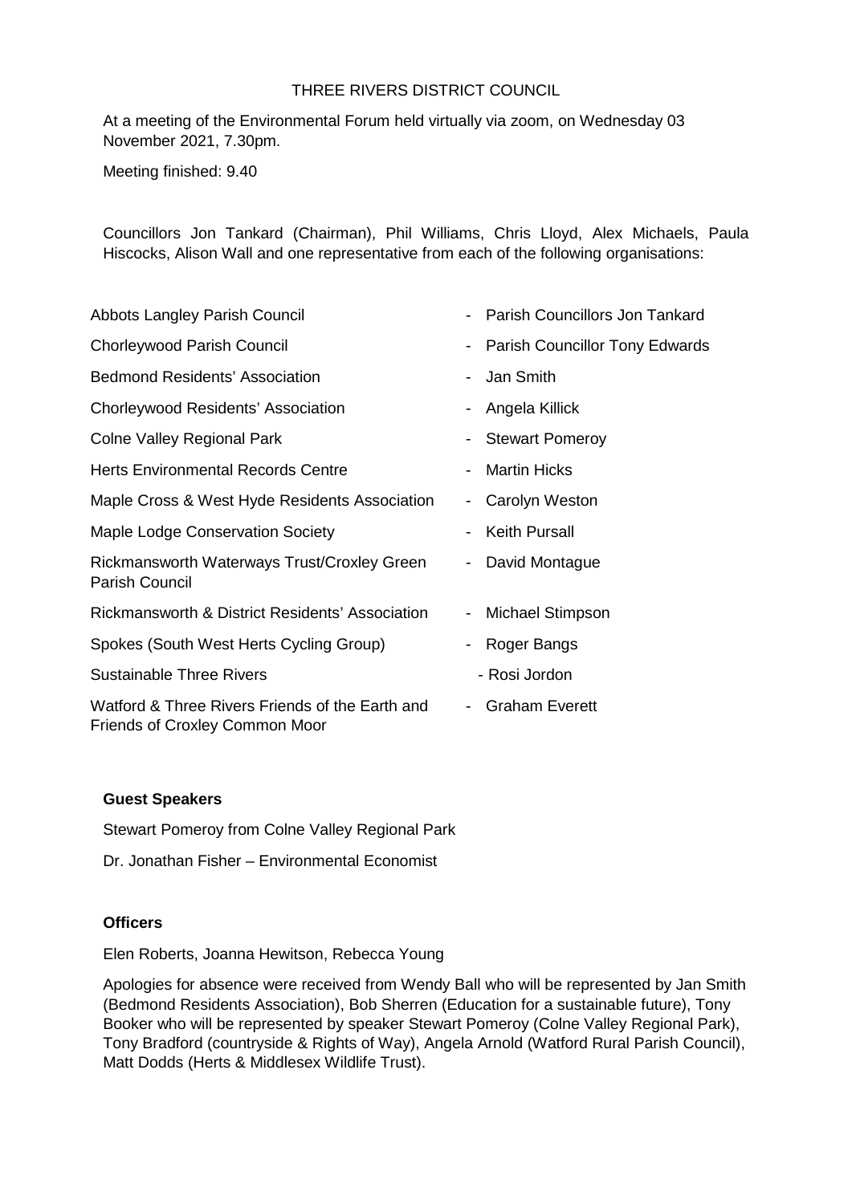THREE RIVERS DISTRICT COUNCIL

At a meeting of the Environmental Forum held virtually via zoom, on Wednesday 03 November 2021, 7.30pm.

Meeting finished: 9.40

Councillors Jon Tankard (Chairman), Phil Williams, Chris Lloyd, Alex Michaels, Paula Hiscocks, Alison Wall and one representative from each of the following organisations:

| | |
|---|---|
| Abbots Langley Parish Council | - Parish Councillors Jon Tankard |
| Chorleywood Parish Council | - Parish Councillor Tony Edwards |
| Bedmond Residents' Association | - Jan Smith |
| Chorleywood Residents' Association | - Angela Killick |
| Colne Valley Regional Park | - Stewart Pomeroy |
| Herts Environmental Records Centre | - Martin Hicks |
| Maple Cross & West Hyde Residents Association | - Carolyn Weston |
| Maple Lodge Conservation Society | - Keith Pursall |
| Rickmansworth Waterways Trust/Croxley Green Parish Council | - David Montague |
| Rickmansworth & District Residents' Association | - Michael Stimpson |
| Spokes (South West Herts Cycling Group) | - Roger Bangs |
| Sustainable Three Rivers | - Rosi Jordon |
| Watford & Three Rivers Friends of the Earth and Friends of Croxley Common Moor | - Graham Everett |

**Guest Speakers**

Stewart Pomeroy from Colne Valley Regional Park

Dr. Jonathan Fisher – Environmental Economist

**Officers**

Elen Roberts, Joanna Hewitson, Rebecca Young

Apologies for absence were received from Wendy Ball who will be represented by Jan Smith (Bedmond Residents Association), Bob Sherren (Education for a sustainable future), Tony Booker who will be represented by speaker Stewart Pomeroy (Colne Valley Regional Park), Tony Bradford (countryside & Rights of Way), Angela Arnold (Watford Rural Parish Council), Matt Dodds (Herts & Middlesex Wildlife Trust).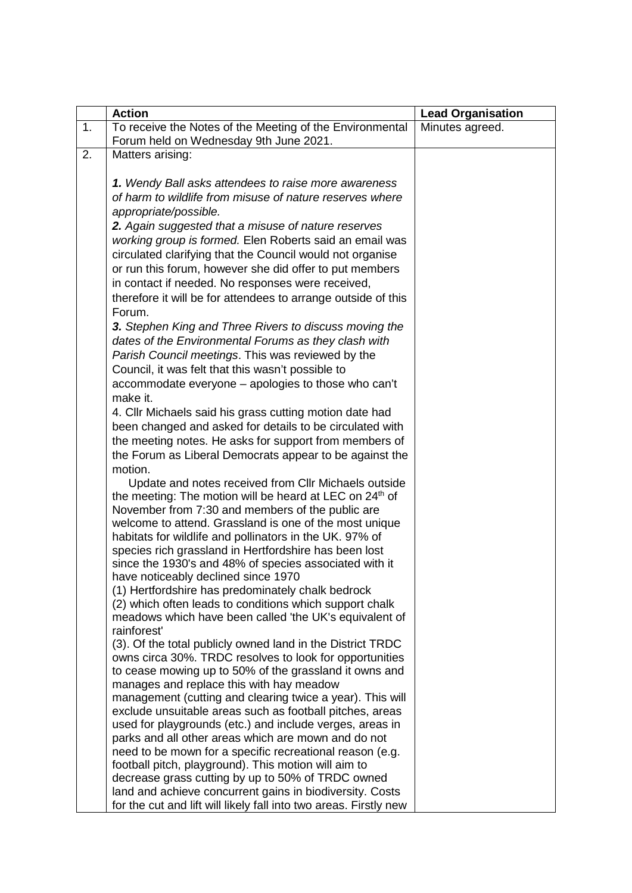|  | Action | Lead Organisation |
| --- | --- | --- |
| 1. | To receive the Notes of the Meeting of the Environmental Forum held on Wednesday 9th June 2021. | Minutes agreed. |
| 2. | Matters arising:<br><br>***1.** Wendy Ball asks attendees to raise more awareness of harm to wildlife from misuse of nature reserves where appropriate/possible.*<br>***2.** Again suggested that a misuse of nature reserves working group is formed.* Elen Roberts said an email was circulated clarifying that the Council would not organise or run this forum, however she did offer to put members in contact if needed. No responses were received, therefore it will be for attendees to arrange outside of this Forum.<br>***3.** Stephen King and Three Rivers to discuss moving the dates of the Environmental Forums as they clash with Parish Council meetings*. This was reviewed by the Council, it was felt that this wasn't possible to accommodate everyone – apologies to those who can't make it.<br>4. Cllr Michaels said his grass cutting motion date had been changed and asked for details to be circulated with the meeting notes. He asks for support from members of the Forum as Liberal Democrats appear to be against the motion.<br>Update and notes received from Cllr Michaels outside the meeting: The motion will be heard at LEC on 24th of November from 7:30 and members of the public are welcome to attend. Grassland is one of the most unique habitats for wildlife and pollinators in the UK. 97% of species rich grassland in Hertfordshire has been lost since the 1930's and 48% of species associated with it have noticeably declined since 1970<br>(1) Hertfordshire has predominately chalk bedrock<br>(2) which often leads to conditions which support chalk meadows which have been called 'the UK's equivalent of rainforest'<br>(3). Of the total publicly owned land in the District TRDC owns circa 30%. TRDC resolves to look for opportunities to cease mowing up to 50% of the grassland it owns and manages and replace this with hay meadow management (cutting and clearing twice a year). This will exclude unsuitable areas such as football pitches, areas used for playgrounds (etc.) and include verges, areas in parks and all other areas which are mown and do not need to be mown for a specific recreational reason (e.g. football pitch, playground). This motion will aim to decrease grass cutting by up to 50% of TRDC owned land and achieve concurrent gains in biodiversity. Costs for the cut and lift will likely fall into two areas. Firstly new |  |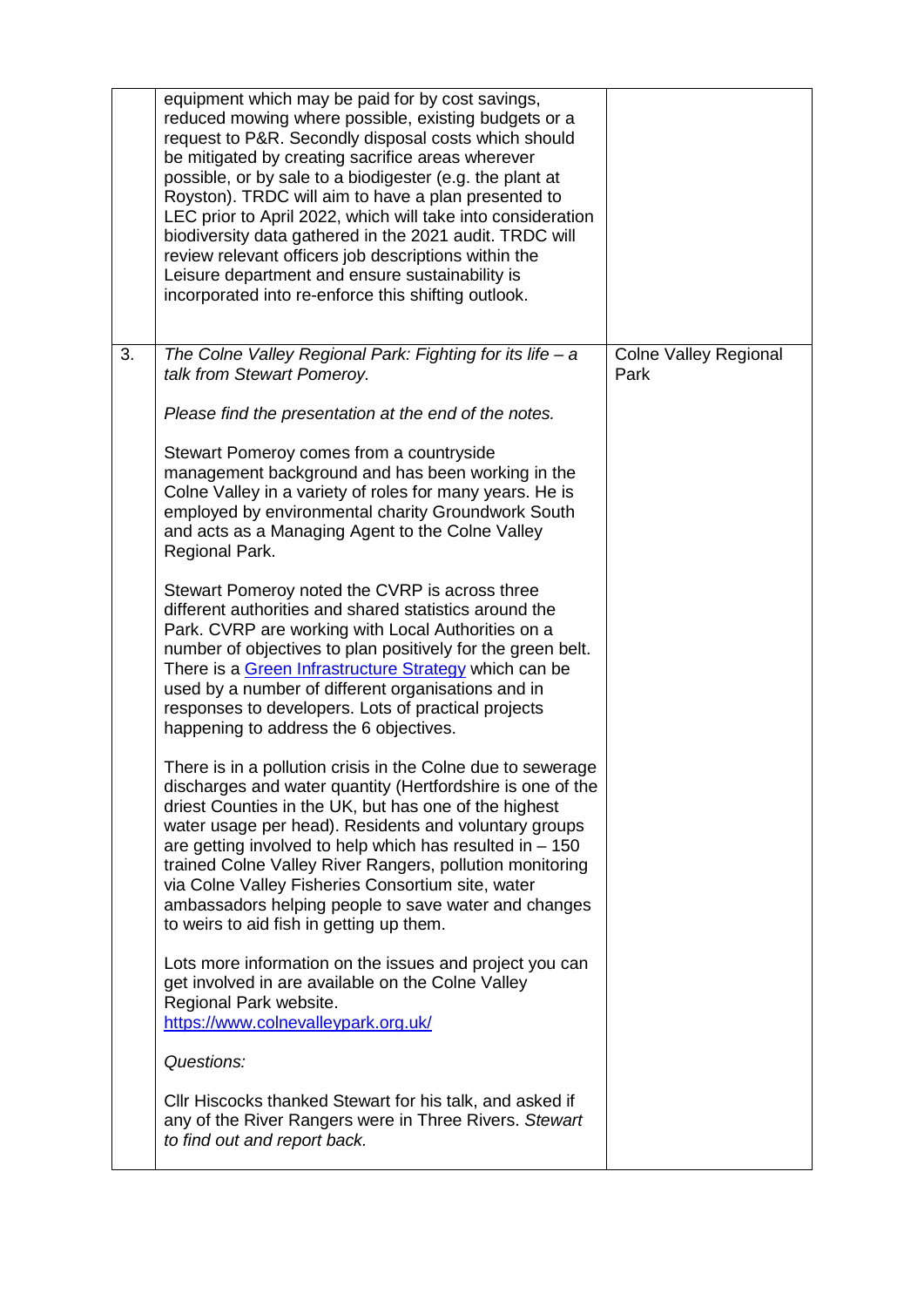|  |  |  |
|---|---|---|
|  | equipment which may be paid for by cost savings, reduced mowing where possible, existing budgets or a request to P&R. Secondly disposal costs which should be mitigated by creating sacrifice areas wherever possible, or by sale to a biodigester (e.g. the plant at Royston). TRDC will aim to have a plan presented to LEC prior to April 2022, which will take into consideration biodiversity data gathered in the 2021 audit. TRDC will review relevant officers job descriptions within the Leisure department and ensure sustainability is incorporated into re-enforce this shifting outlook. |  |
| 3. | *The Colne Valley Regional Park: Fighting for its life – a talk from Stewart Pomeroy.*<br><br>*Please find the presentation at the end of the notes.*<br><br>Stewart Pomeroy comes from a countryside management background and has been working in the Colne Valley in a variety of roles for many years. He is employed by environmental charity Groundwork South and acts as a Managing Agent to the Colne Valley Regional Park.<br><br>Stewart Pomeroy noted the CVRP is across three different authorities and shared statistics around the Park. CVRP are working with Local Authorities on a number of objectives to plan positively for the green belt. There is a Green Infrastructure Strategy which can be used by a number of different organisations and in responses to developers. Lots of practical projects happening to address the 6 objectives.<br><br>There is in a pollution crisis in the Colne due to sewerage discharges and water quantity (Hertfordshire is one of the driest Counties in the UK, but has one of the highest water usage per head). Residents and voluntary groups are getting involved to help which has resulted in – 150 trained Colne Valley River Rangers, pollution monitoring via Colne Valley Fisheries Consortium site, water ambassadors helping people to save water and changes to weirs to aid fish in getting up them.<br><br>Lots more information on the issues and project you can get involved in are available on the Colne Valley Regional Park website.<br>https://www.colnevalleypark.org.uk/<br><br>*Questions:*<br><br>Cllr Hiscocks thanked Stewart for his talk, and asked if any of the River Rangers were in Three Rivers. *Stewart to find out and report back.* | Colne Valley Regional Park |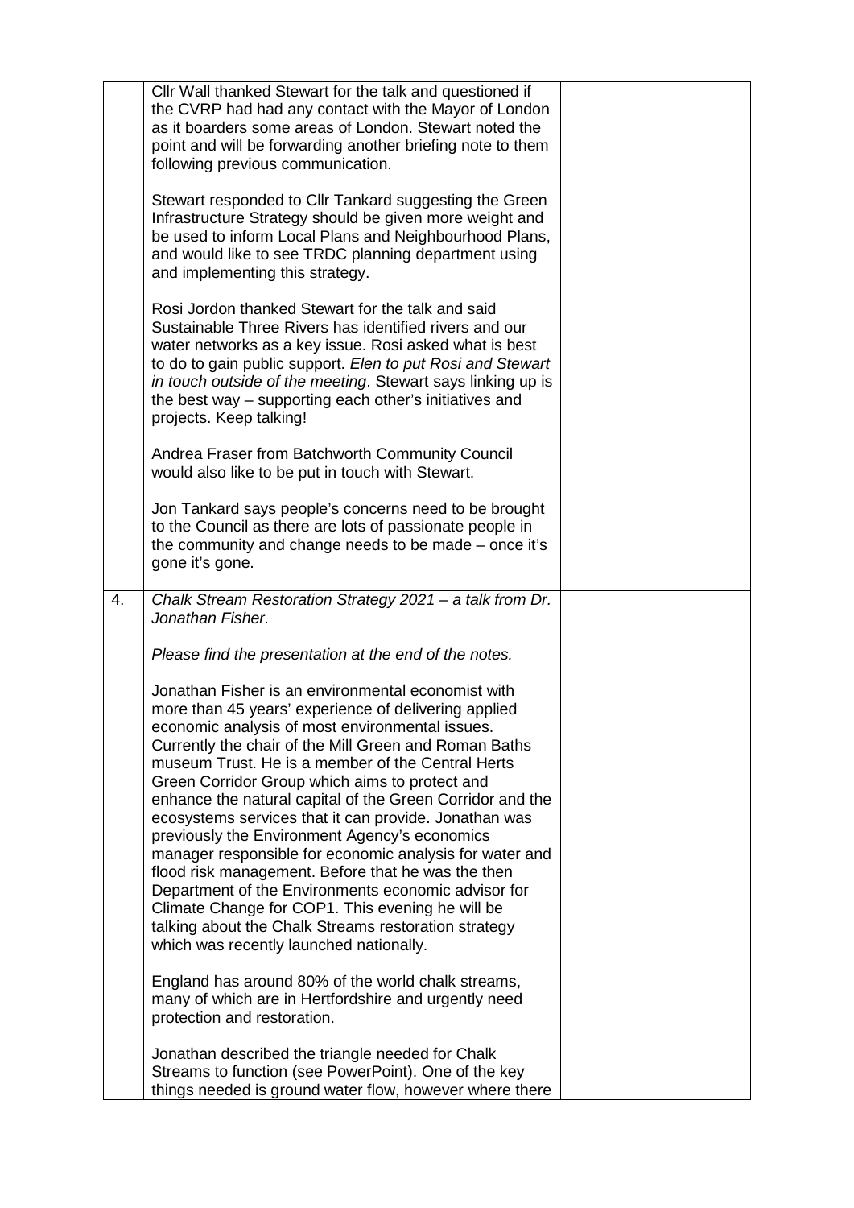| | | |
|---|---|---|
| | Cllr Wall thanked Stewart for the talk and questioned if the CVRP had had any contact with the Mayor of London as it boarders some areas of London. Stewart noted the point and will be forwarding another briefing note to them following previous communication.<br><br>Stewart responded to Cllr Tankard suggesting the Green Infrastructure Strategy should be given more weight and be used to inform Local Plans and Neighbourhood Plans, and would like to see TRDC planning department using and implementing this strategy.<br><br>Rosi Jordon thanked Stewart for the talk and said Sustainable Three Rivers has identified rivers and our water networks as a key issue. Rosi asked what is best to do to gain public support. *Elen to put Rosi and Stewart in touch outside of the meeting*. Stewart says linking up is the best way – supporting each other's initiatives and projects. Keep talking!<br><br>Andrea Fraser from Batchworth Community Council would also like to be put in touch with Stewart.<br><br>Jon Tankard says people's concerns need to be brought to the Council as there are lots of passionate people in the community and change needs to be made – once it's gone it's gone. | |
| 4. | *Chalk Stream Restoration Strategy 2021 – a talk from Dr. Jonathan Fisher.*<br><br>*Please find the presentation at the end of the notes.*<br><br>Jonathan Fisher is an environmental economist with more than 45 years' experience of delivering applied economic analysis of most environmental issues. Currently the chair of the Mill Green and Roman Baths museum Trust. He is a member of the Central Herts Green Corridor Group which aims to protect and enhance the natural capital of the Green Corridor and the ecosystems services that it can provide. Jonathan was previously the Environment Agency's economics manager responsible for economic analysis for water and flood risk management. Before that he was the then Department of the Environments economic advisor for Climate Change for COP1. This evening he will be talking about the Chalk Streams restoration strategy which was recently launched nationally.<br><br>England has around 80% of the world chalk streams, many of which are in Hertfordshire and urgently need protection and restoration.<br><br>Jonathan described the triangle needed for Chalk Streams to function (see PowerPoint). One of the key things needed is ground water flow, however where there | |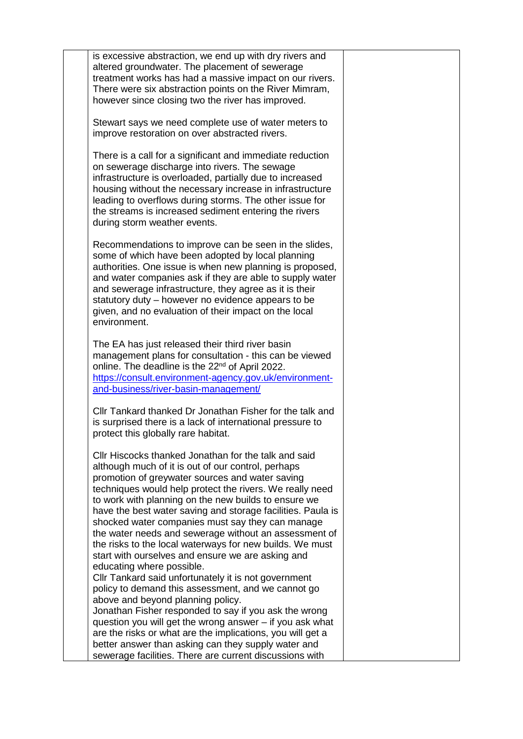| | | |
|---|---|---|
| | is excessive abstraction, we end up with dry rivers and altered groundwater. The placement of sewerage treatment works has had a massive impact on our rivers. There were six abstraction points on the River Mimram, however since closing two the river has improved.<br><br>Stewart says we need complete use of water meters to improve restoration on over abstracted rivers.<br><br>There is a call for a significant and immediate reduction on sewerage discharge into rivers. The sewage infrastructure is overloaded, partially due to increased housing without the necessary increase in infrastructure leading to overflows during storms. The other issue for the streams is increased sediment entering the rivers during storm weather events.<br><br>Recommendations to improve can be seen in the slides, some of which have been adopted by local planning authorities. One issue is when new planning is proposed, and water companies ask if they are able to supply water and sewerage infrastructure, they agree as it is their statutory duty – however no evidence appears to be given, and no evaluation of their impact on the local environment.<br><br>The EA has just released their third river basin management plans for consultation - this can be viewed online. The deadline is the 22nd of April 2022. https://consult.environment-agency.gov.uk/environment-and-business/river-basin-management/<br><br>Cllr Tankard thanked Dr Jonathan Fisher for the talk and is surprised there is a lack of international pressure to protect this globally rare habitat.<br><br>Cllr Hiscocks thanked Jonathan for the talk and said although much of it is out of our control, perhaps promotion of greywater sources and water saving techniques would help protect the rivers. We really need to work with planning on the new builds to ensure we have the best water saving and storage facilities. Paula is shocked water companies must say they can manage the water needs and sewerage without an assessment of the risks to the local waterways for new builds. We must start with ourselves and ensure we are asking and educating where possible.<br>Cllr Tankard said unfortunately it is not government policy to demand this assessment, and we cannot go above and beyond planning policy.<br>Jonathan Fisher responded to say if you ask the wrong question you will get the wrong answer – if you ask what are the risks or what are the implications, you will get a better answer than asking can they supply water and sewerage facilities. There are current discussions with | |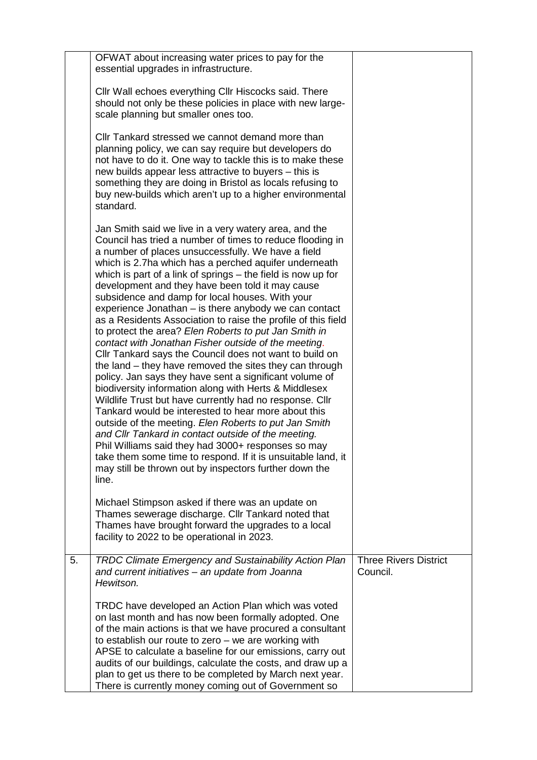|  |  |  |
|---|---|---|
|  | OFWAT about increasing water prices to pay for the essential upgrades in infrastructure.<br><br>Cllr Wall echoes everything Cllr Hiscocks said. There should not only be these policies in place with new large-scale planning but smaller ones too.<br><br>Cllr Tankard stressed we cannot demand more than planning policy, we can say require but developers do not have to do it. One way to tackle this is to make these new builds appear less attractive to buyers – this is something they are doing in Bristol as locals refusing to buy new-builds which aren't up to a higher environmental standard.<br><br>Jan Smith said we live in a very watery area, and the Council has tried a number of times to reduce flooding in a number of places unsuccessfully. We have a field which is 2.7ha which has a perched aquifer underneath which is part of a link of springs – the field is now up for development and they have been told it may cause subsidence and damp for local houses. With your experience Jonathan – is there anybody we can contact as a Residents Association to raise the profile of this field to protect the area? *Elen Roberts to put Jan Smith in contact with Jonathan Fisher outside of the meeting*.<br>Cllr Tankard says the Council does not want to build on the land – they have removed the sites they can through policy. Jan says they have sent a significant volume of biodiversity information along with Herts & Middlesex Wildlife Trust but have currently had no response. Cllr Tankard would be interested to hear more about this outside of the meeting. *Elen Roberts to put Jan Smith and Cllr Tankard in contact outside of the meeting.*<br>Phil Williams said they had 3000+ responses so may take them some time to respond. If it is unsuitable land, it may still be thrown out by inspectors further down the line.<br><br>Michael Stimpson asked if there was an update on Thames sewerage discharge. Cllr Tankard noted that Thames have brought forward the upgrades to a local facility to 2022 to be operational in 2023. |  |
| 5. | *TRDC Climate Emergency and Sustainability Action Plan and current initiatives – an update from Joanna Hewitson.*<br><br>TRDC have developed an Action Plan which was voted on last month and has now been formally adopted. One of the main actions is that we have procured a consultant to establish our route to zero – we are working with APSE to calculate a baseline for our emissions, carry out audits of our buildings, calculate the costs, and draw up a plan to get us there to be completed by March next year. There is currently money coming out of Government so | Three Rivers District Council. |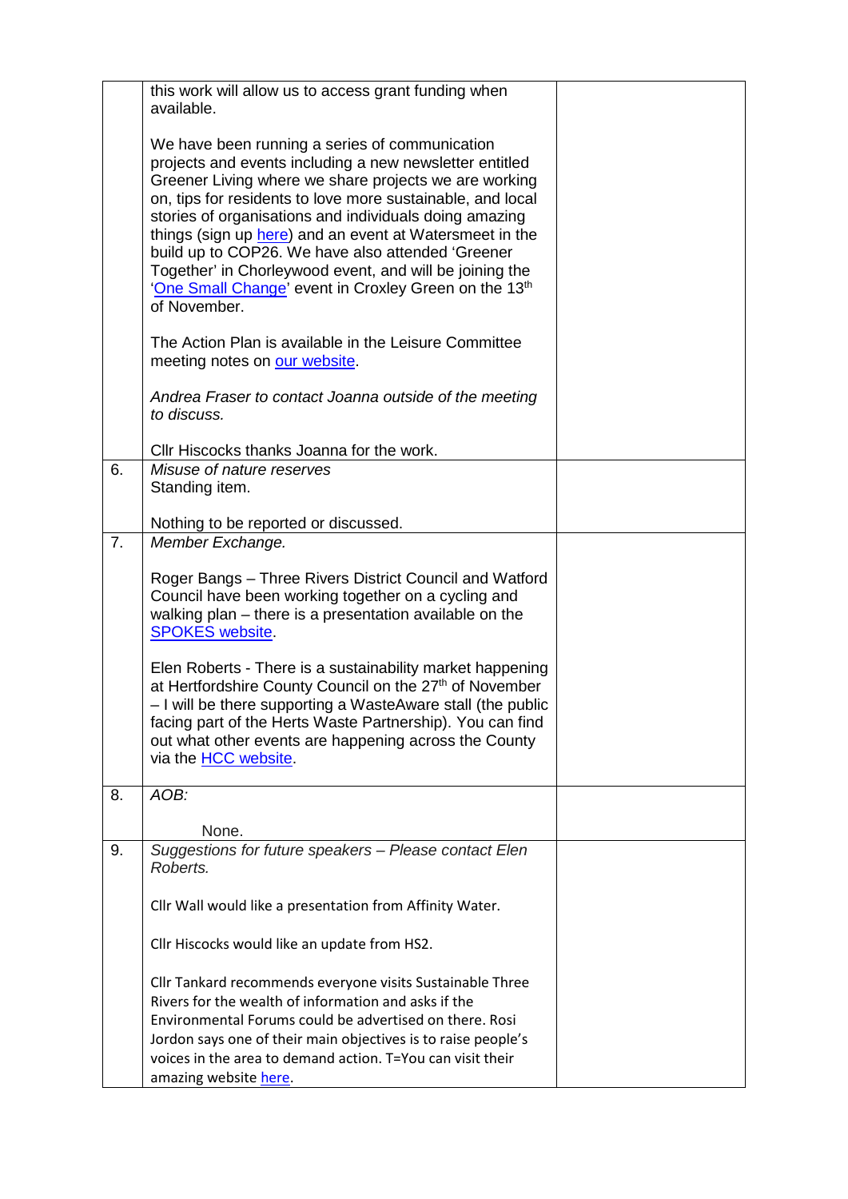| | | |
|---|---|---|
| | this work will allow us to access grant funding when available.<br><br>We have been running a series of communication projects and events including a new newsletter entitled Greener Living where we share projects we are working on, tips for residents to love more sustainable, and local stories of organisations and individuals doing amazing things (sign up here) and an event at Watersmeet in the build up to COP26. We have also attended 'Greener Together' in Chorleywood event, and will be joining the 'One Small Change' event in Croxley Green on the 13th of November.<br><br>The Action Plan is available in the Leisure Committee meeting notes on our website.<br><br>*Andrea Fraser to contact Joanna outside of the meeting to discuss.*<br><br>Cllr Hiscocks thanks Joanna for the work. | |
| 6. | *Misuse of nature reserves*<br>Standing item.<br><br>Nothing to be reported or discussed. | |
| 7. | *Member Exchange.*<br><br>Roger Bangs – Three Rivers District Council and Watford Council have been working together on a cycling and walking plan – there is a presentation available on the SPOKES website.<br><br>Elen Roberts - There is a sustainability market happening at Hertfordshire County Council on the 27th of November – I will be there supporting a WasteAware stall (the public facing part of the Herts Waste Partnership). You can find out what other events are happening across the County via the HCC website. | |
| 8. | *AOB:*<br><br>None. | |
| 9. | *Suggestions for future speakers – Please contact Elen Roberts.*<br><br>Cllr Wall would like a presentation from Affinity Water.<br><br>Cllr Hiscocks would like an update from HS2.<br><br>Cllr Tankard recommends everyone visits Sustainable Three Rivers for the wealth of information and asks if the Environmental Forums could be advertised on there. Rosi Jordon says one of their main objectives is to raise people's voices in the area to demand action. T=You can visit their amazing website here. | |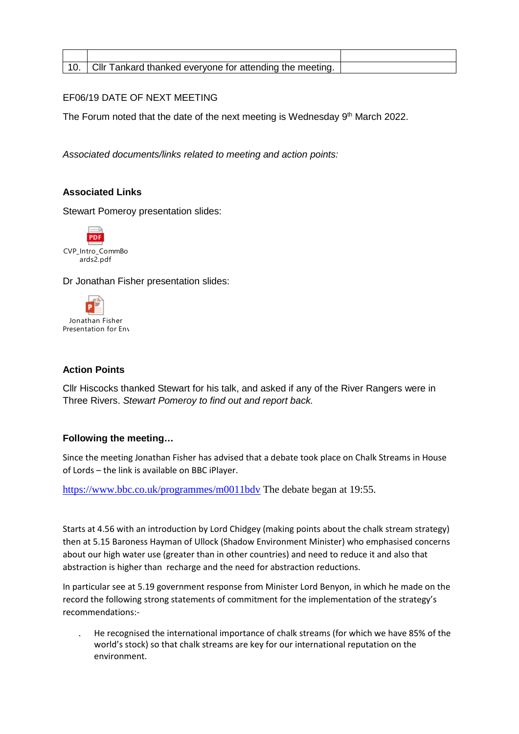| | | |
|---|---|---|
| 10. | Cllr Tankard thanked everyone for attending the meeting. | |

EF06/19 DATE OF NEXT MEETING

The Forum noted that the date of the next meeting is Wednesday 9th March 2022.

*Associated documents/links related to meeting and action points:*

**Associated Links**

Stewart Pomeroy presentation slides:

CVP_Intro_CommBoards2.pdf

Dr Jonathan Fisher presentation slides:

Jonathan Fisher Presentation for Env

**Action Points**

Cllr Hiscocks thanked Stewart for his talk, and asked if any of the River Rangers were in Three Rivers. *Stewart Pomeroy to find out and report back.*

**Following the meeting…**

Since the meeting Jonathan Fisher has advised that a debate took place on Chalk Streams in House of Lords – the link is available on BBC iPlayer.

https://www.bbc.co.uk/programmes/m0011bdv The debate began at 19:55.

Starts at 4.56 with an introduction by Lord Chidgey (making points about the chalk stream strategy) then at 5.15 Baroness Hayman of Ullock (Shadow Environment Minister) who emphasised concerns about our high water use (greater than in other countries) and need to reduce it and also that abstraction is higher than recharge and the need for abstraction reductions.

In particular see at 5.19 government response from Minister Lord Benyon, in which he made on the record the following strong statements of commitment for the implementation of the strategy's recommendations:-

- He recognised the international importance of chalk streams (for which we have 85% of the world's stock) so that chalk streams are key for our international reputation on the environment.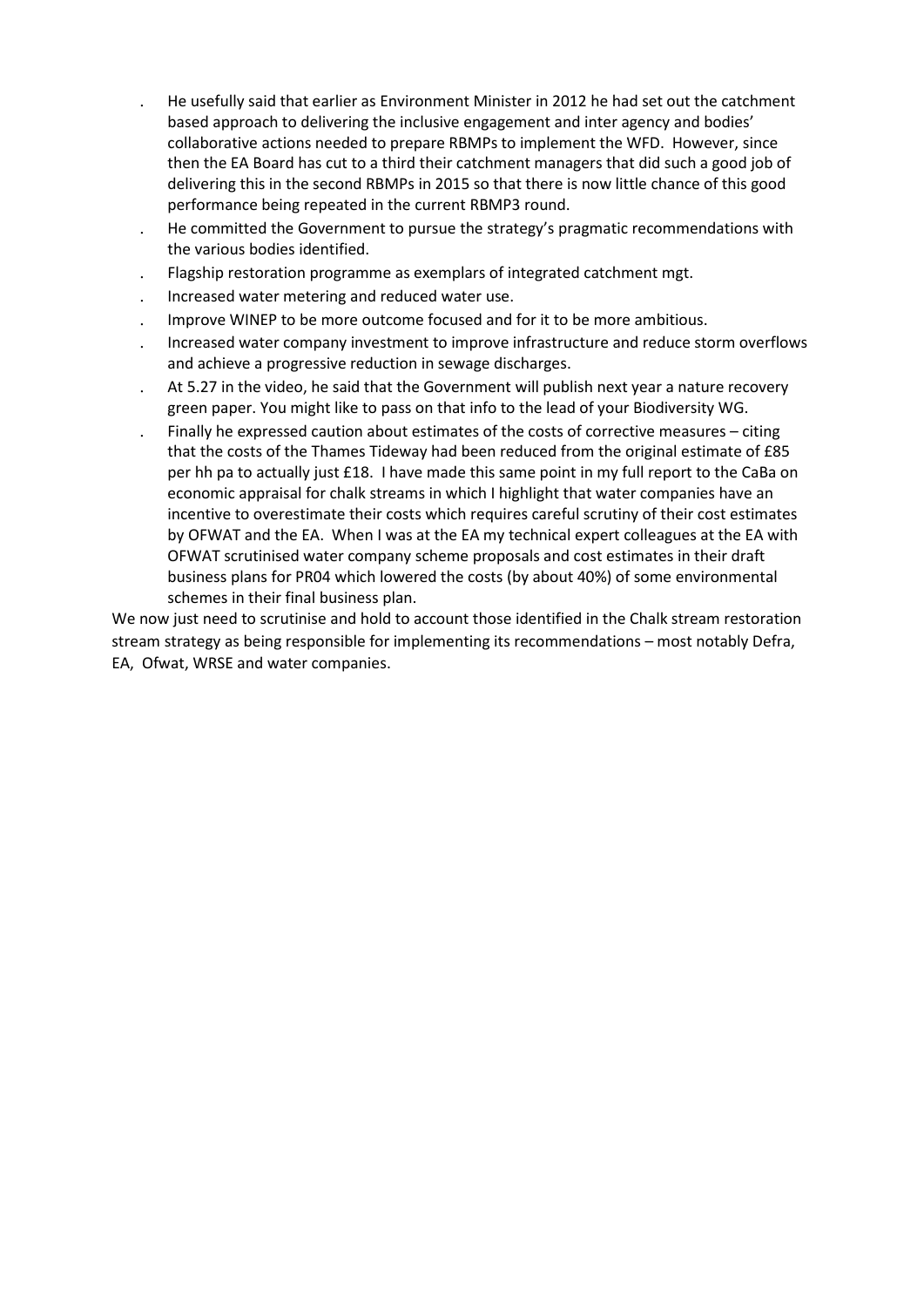- He usefully said that earlier as Environment Minister in 2012 he had set out the catchment based approach to delivering the inclusive engagement and inter agency and bodies' collaborative actions needed to prepare RBMPs to implement the WFD. However, since then the EA Board has cut to a third their catchment managers that did such a good job of delivering this in the second RBMPs in 2015 so that there is now little chance of this good performance being repeated in the current RBMP3 round.
- He committed the Government to pursue the strategy's pragmatic recommendations with the various bodies identified.
- Flagship restoration programme as exemplars of integrated catchment mgt.
- Increased water metering and reduced water use.
- Improve WINEP to be more outcome focused and for it to be more ambitious.
- Increased water company investment to improve infrastructure and reduce storm overflows and achieve a progressive reduction in sewage discharges.
- At 5.27 in the video, he said that the Government will publish next year a nature recovery green paper. You might like to pass on that info to the lead of your Biodiversity WG.
- Finally he expressed caution about estimates of the costs of corrective measures – citing that the costs of the Thames Tideway had been reduced from the original estimate of £85 per hh pa to actually just £18. I have made this same point in my full report to the CaBa on economic appraisal for chalk streams in which I highlight that water companies have an incentive to overestimate their costs which requires careful scrutiny of their cost estimates by OFWAT and the EA. When I was at the EA my technical expert colleagues at the EA with OFWAT scrutinised water company scheme proposals and cost estimates in their draft business plans for PR04 which lowered the costs (by about 40%) of some environmental schemes in their final business plan.

We now just need to scrutinise and hold to account those identified in the Chalk stream restoration stream strategy as being responsible for implementing its recommendations – most notably Defra, EA, Ofwat, WRSE and water companies.